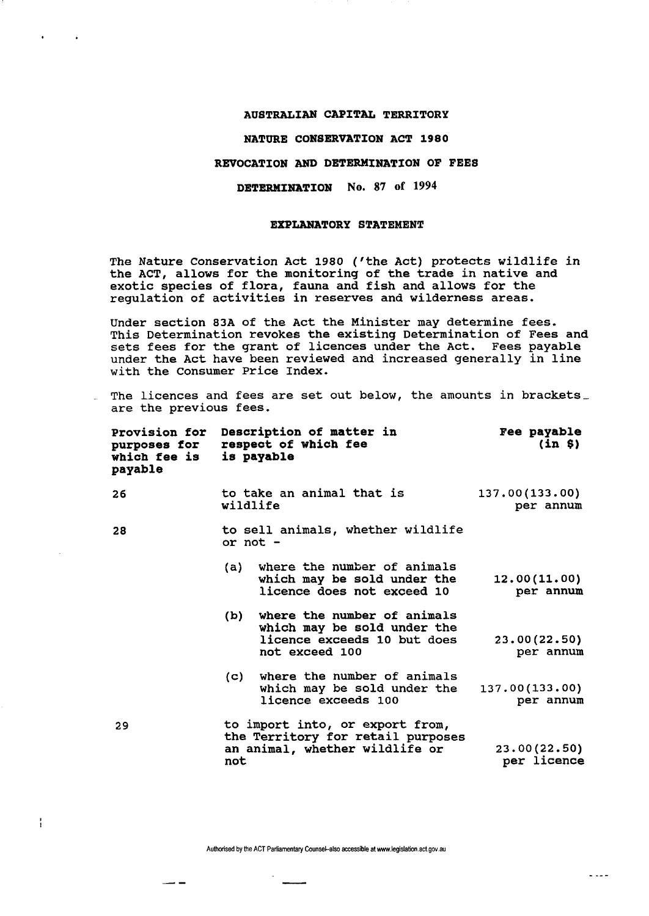# AUSTRALIAN CAPITAL TERRITORY

## NATURE CONSERVATION ACT 1980

## REVOCATION AND DETERMINATION OF FEES

## DETERMINATION No. 87 of 1994

### EXPLANATORY STATEMENT

The Nature Conservation Act 1980 ('the Act) protects wildlife in the ACT, allows for the monitoring of the trade in native and exotic species of flora, fauna and fish and allows for the regulation of activities in reserves and wilderness areas.

Under section 83A of the Act the Minister may determine fees. This Determination revokes the existing Determination of Fees and sets fees for the grant of licences under the Act. Fees payable under the Act have been reviewed and increased generally in line with the Consumer Price Index.

The licences and fees are set out below, the amounts in brackets are the previous fees.

| Provision for purposes for which fee is payable | Description of matter in respect of which fee is payable | Fee payable (in $) |
|---|---|---|
| 26 | to take an animal that is wildlife | 137.00(133.00) per annum |
| 28 | to sell animals, whether wildlife or not - | |
| | (a) where the number of animals which may be sold under the licence does not exceed 10 | 12.00(11.00) per annum |
| | (b) where the number of animals which may be sold under the licence exceeds 10 but does not exceed 100 | 23.00(22.50) per annum |
| | (c) where the number of animals which may be sold under the licence exceeds 100 | 137.00(133.00) per annum |
| 29 | to import into, or export from, the Territory for retail purposes an animal, whether wildlife or not | 23.00(22.50) per licence |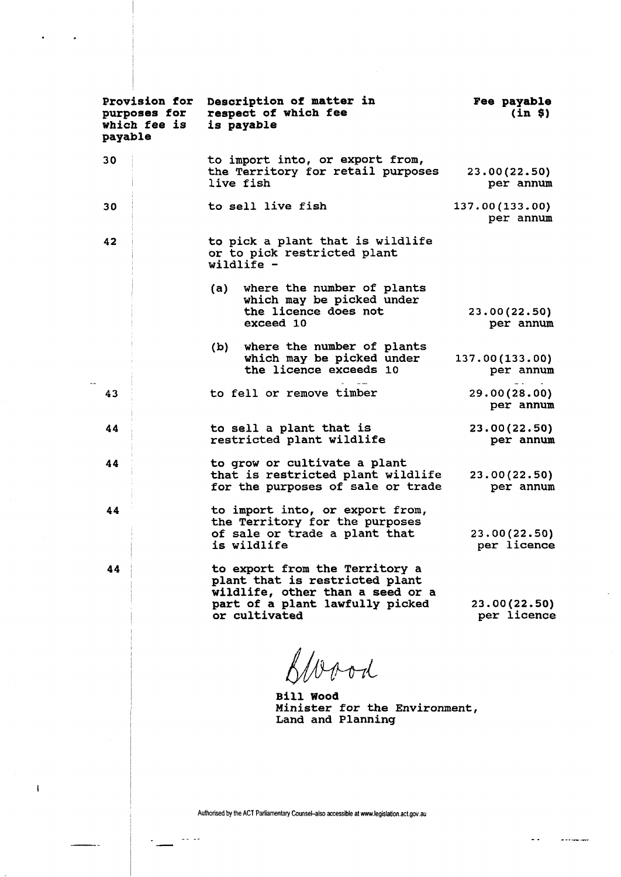| Provision for purposes for which fee is payable | Description of matter in respect of which fee is payable | Fee payable (in $) |
|---|---|---|
| 30 | to import into, or export from, the Territory for retail purposes live fish | 23.00(22.50) per annum |
| 30 | to sell live fish | 137.00(133.00) per annum |
| 42 | to pick a plant that is wildlife or to pick restricted plant wildlife - | |
| | (a) where the number of plants which may be picked under the licence does not exceed 10 | 23.00(22.50) per annum |
| | (b) where the number of plants which may be picked under the licence exceeds 10 | 137.00(133.00) per annum |
| 43 | to fell or remove timber | 29.00(28.00) per annum |
| 44 | to sell a plant that is restricted plant wildlife | 23.00(22.50) per annum |
| 44 | to grow or cultivate a plant that is restricted plant wildlife for the purposes of sale or trade | 23.00(22.50) per annum |
| 44 | to import into, or export from, the Territory for the purposes of sale or trade a plant that is wildlife | 23.00(22.50) per licence |
| 44 | to export from the Territory a plant that is restricted plant wildlife, other than a seed or a part of a plant lawfully picked or cultivated | 23.00(22.50) per licence |

**Bill Wood**
Minister for the Environment, Land and Planning

Authorised by the ACT Parliamentary Counsel–also accessible at www.legislation.act.gov.au